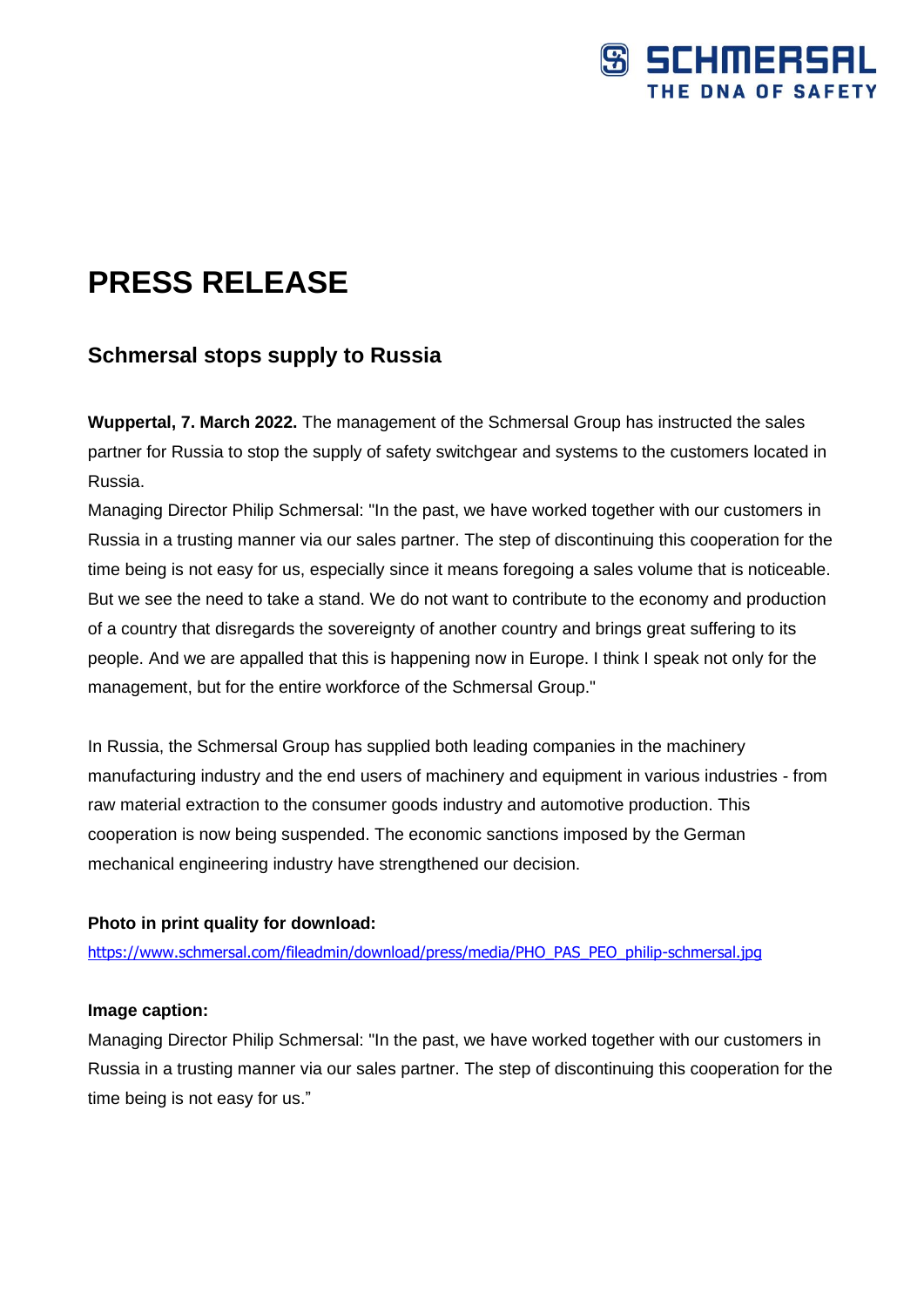# PRESS RELEASE

## Schmersal stops supply to Russia

**Wuppertal, 7. March 2022.** The management of the Schmersal Group has instructed the sales partner for Russia to stop the supply of safety switchgear and systems to the customers located in Russia.

Managing Director Philip Schmersal: "In the past, we have worked together with our customers in Russia in a trusting manner via our sales partner. The step of discontinuing this cooperation for the time being is not easy for us, especially since it means foregoing a sales volume that is noticeable. But we see the need to take a stand. We do not want to contribute to the economy and production of a country that disregards the sovereignty of another country and brings great suffering to its people. And we are appalled that this is happening now in Europe. I think I speak not only for the management, but for the entire workforce of the Schmersal Group."

In Russia, the Schmersal Group has supplied both leading companies in the machinery manufacturing industry and the end users of machinery and equipment in various industries - from raw material extraction to the consumer goods industry and automotive production. This cooperation is now being suspended. The economic sanctions imposed by the German mechanical engineering industry have strengthened our decision.

**Photo in print quality for download:**

https://www.schmersal.com/fileadmin/download/press/media/PHO_PAS_PEO_philip-schmersal.jpg

**Image caption:**

Managing Director Philip Schmersal: "In the past, we have worked together with our customers in Russia in a trusting manner via our sales partner. The step of discontinuing this cooperation for the time being is not easy for us."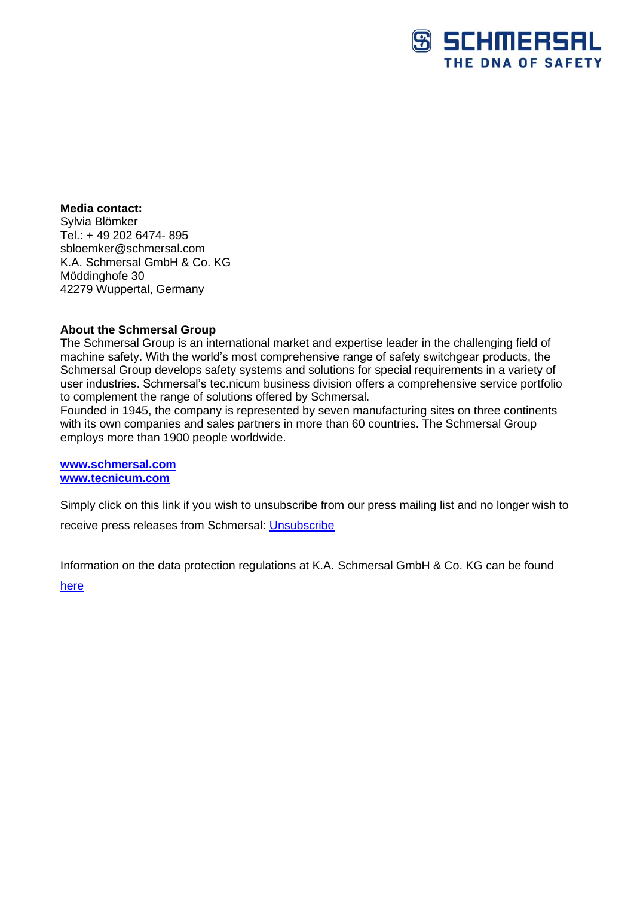**Media contact:**
Sylvia Blömker
Tel.: + 49 202 6474- 895
sbloemker@schmersal.com
K.A. Schmersal GmbH & Co. KG
Möddinghofe 30
42279 Wuppertal, Germany

**About the Schmersal Group**
The Schmersal Group is an international market and expertise leader in the challenging field of machine safety. With the world's most comprehensive range of safety switchgear products, the Schmersal Group develops safety systems and solutions for special requirements in a variety of user industries. Schmersal's tec.nicum business division offers a comprehensive service portfolio to complement the range of solutions offered by Schmersal.
Founded in 1945, the company is represented by seven manufacturing sites on three continents with its own companies and sales partners in more than 60 countries. The Schmersal Group employs more than 1900 people worldwide.

**www.schmersal.com**
**www.tecnicum.com**

Simply click on this link if you wish to unsubscribe from our press mailing list and no longer wish to receive press releases from Schmersal: Unsubscribe

Information on the data protection regulations at K.A. Schmersal GmbH & Co. KG can be found here